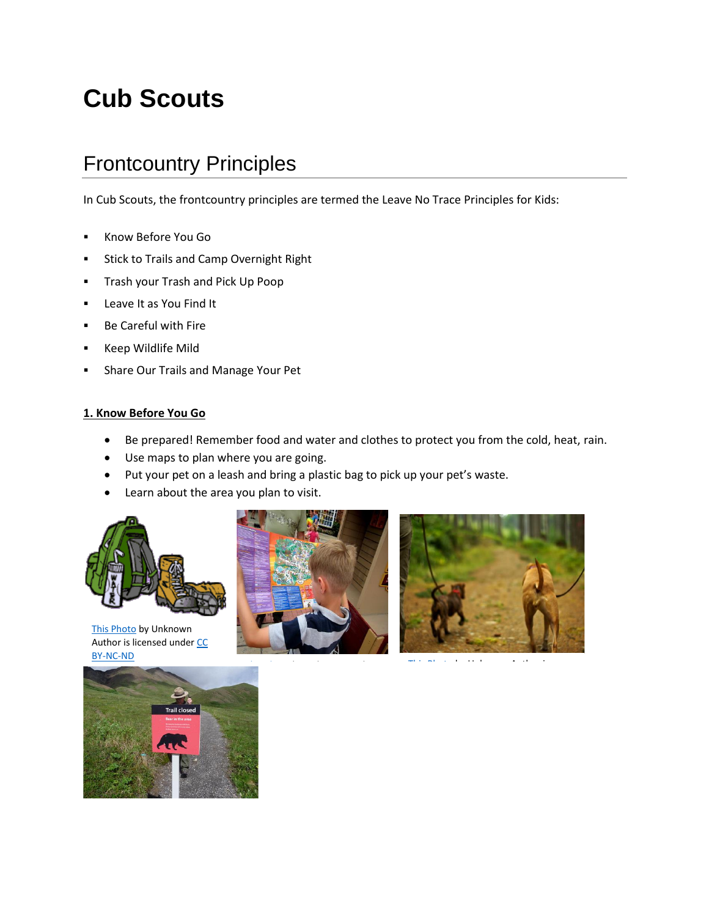# Cub Scouts

## Frontcountry Principles

In Cub Scouts, the frontcountry principles are termed the Leave No Trace Principles for Kids:

- Know Before You Go
- Stick to Trails and Camp Overnight Right
- Trash your Trash and Pick Up Poop
- Leave It as You Find It
- Be Careful with Fire
- Keep Wildlife Mild
- Share Our Trails and Manage Your Pet

**1. Know Before You Go**

- Be prepared! Remember food and water and clothes to protect you from the cold, heat, rain.
- Use maps to plan where you are going.
- Put your pet on a leash and bring a plastic bag to pick up your pet's waste.
- Learn about the area you plan to visit.

[This Photo](#) by Unknown Author is licensed under [CC BY-NC-ND](#)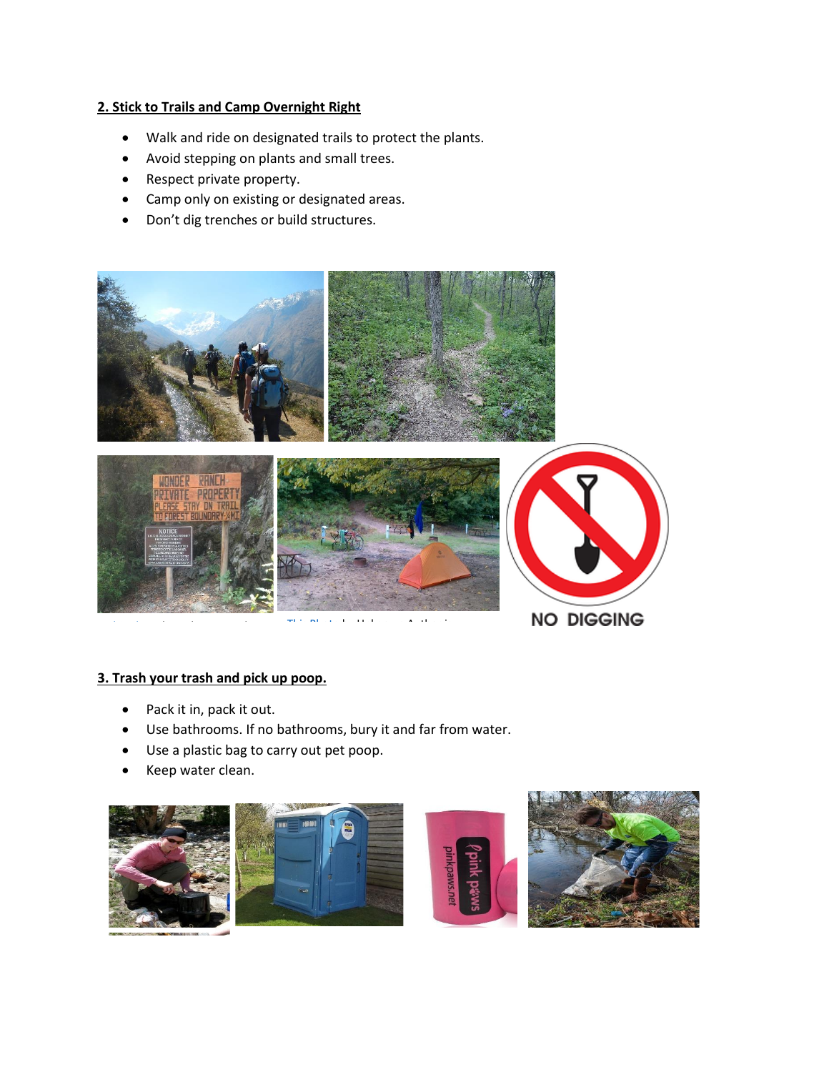**2. Stick to Trails and Camp Overnight Right**

- Walk and ride on designated trails to protect the plants.
- Avoid stepping on plants and small trees.
- Respect private property.
- Camp only on existing or designated areas.
- Don't dig trenches or build structures.

**3. Trash your trash and pick up poop.**

- Pack it in, pack it out.
- Use bathrooms. If no bathrooms, bury it and far from water.
- Use a plastic bag to carry out pet poop.
- Keep water clean.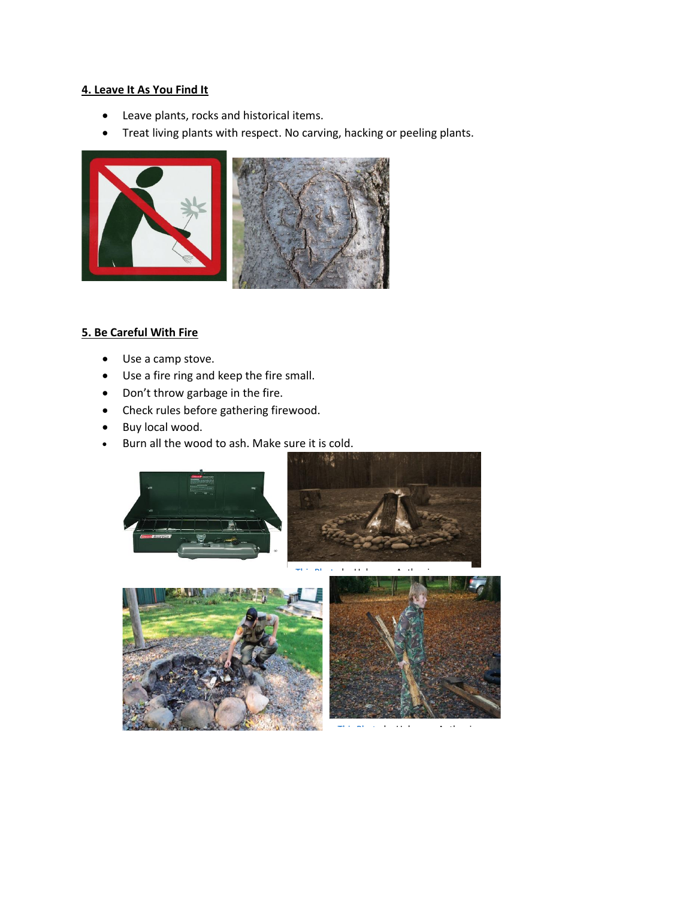**4. Leave It As You Find It**

- Leave plants, rocks and historical items.
- Treat living plants with respect. No carving, hacking or peeling plants.

**5. Be Careful With Fire**

- Use a camp stove.
- Use a fire ring and keep the fire small.
- Don't throw garbage in the fire.
- Check rules before gathering firewood.
- Buy local wood.
- Burn all the wood to ash. Make sure it is cold.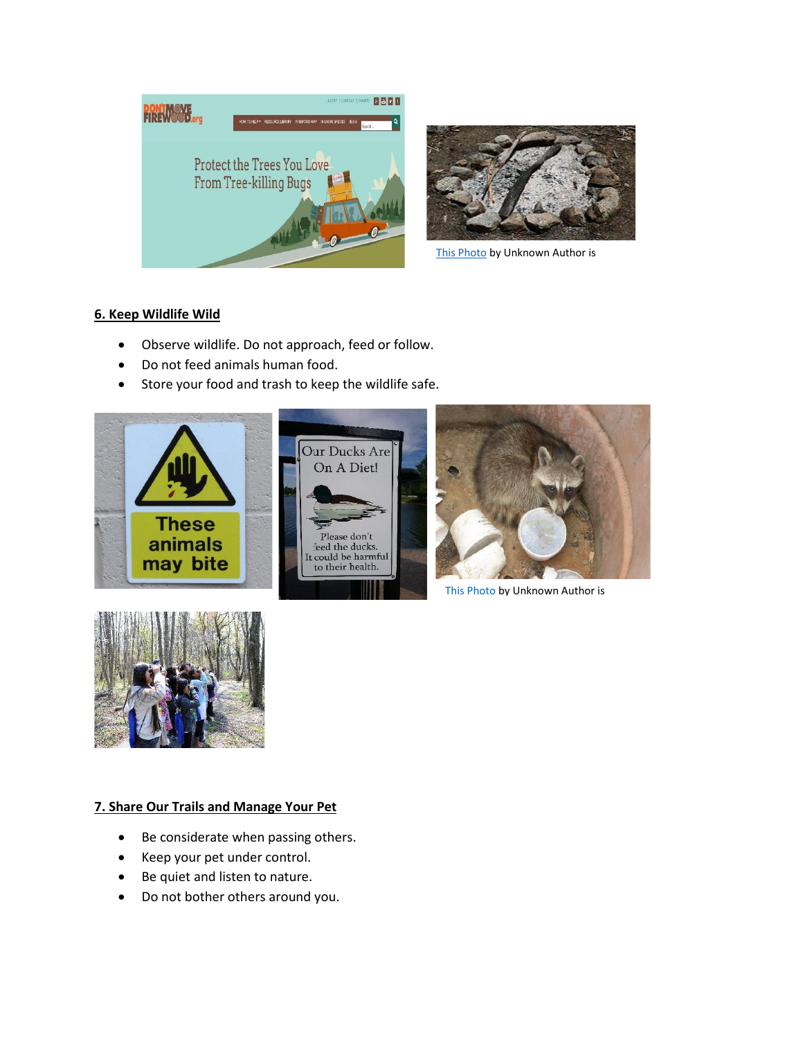This Photo by Unknown Author is

## 6. Keep Wildlife Wild

- Observe wildlife. Do not approach, feed or follow.
- Do not feed animals human food.
- Store your food and trash to keep the wildlife safe.

This Photo by Unknown Author is

## 7. Share Our Trails and Manage Your Pet

- Be considerate when passing others.
- Keep your pet under control.
- Be quiet and listen to nature.
- Do not bother others around you.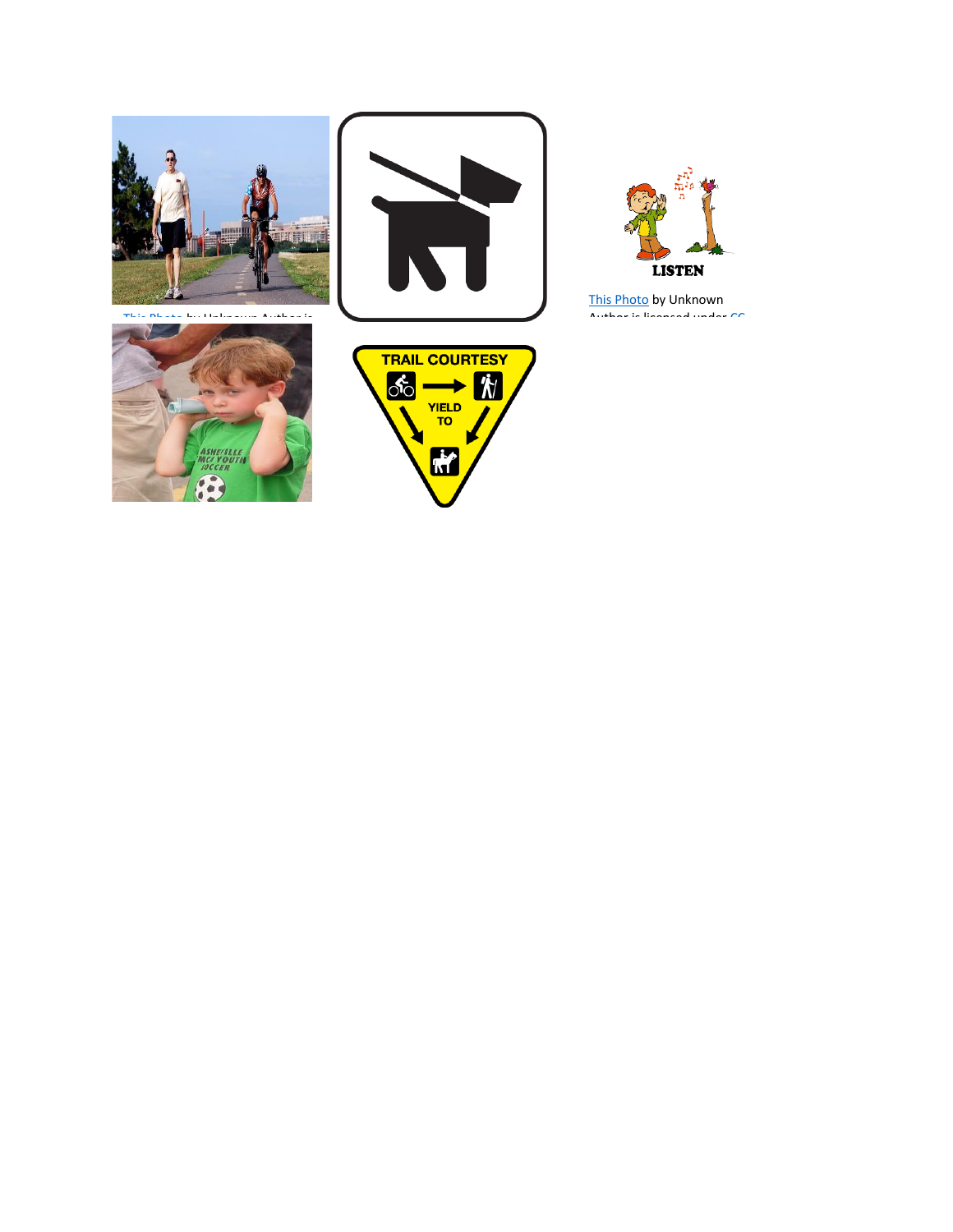This Photo by Unknown Author is

This Photo by Unknown Author is licensed under CC